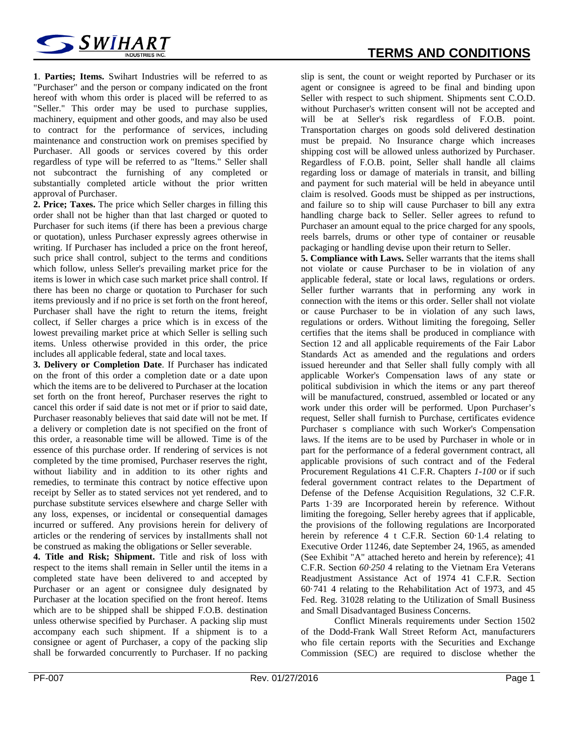# TERMS AND CONDITIONS

**1**. **Parties; Items.** Swihart Industries will be referred to as "Purchaser" and the person or company indicated on the front hereof with whom this order is placed will be referred to as "Seller." This order may be used to purchase supplies, machinery, equipment and other goods, and may also be used to contract for the performance of services, including maintenance and construction work on premises specified by Purchaser. All goods or services covered by this order regardless of type will be referred to as "Items." Seller shall not subcontract the furnishing of any completed or substantially completed article without the prior written approval of Purchaser.

**2. Price; Taxes.** The price which Seller charges in filling this order shall not be higher than that last charged or quoted to Purchaser for such items (if there has been a previous charge or quotation), unless Purchaser expressly agrees otherwise in writing. If Purchaser has included a price on the front hereof, such price shall control, subject to the terms and conditions which follow, unless Seller's prevailing market price for the items is lower in which case such market price shall control. If there has been no charge or quotation to Purchaser for such items previously and if no price is set forth on the front hereof, Purchaser shall have the right to return the items, freight collect, if Seller charges a price which is in excess of the lowest prevailing market price at which Seller is selling such items. Unless otherwise provided in this order, the price includes all applicable federal, state and local taxes.

**3. Delivery or Completion Date**. If Purchaser has indicated on the front of this order a completion date or a date upon which the items are to be delivered to Purchaser at the location set forth on the front hereof, Purchaser reserves the right to cancel this order if said date is not met or if prior to said date, Purchaser reasonably believes that said date will not be met. If a delivery or completion date is not specified on the front of this order, a reasonable time will be allowed. Time is of the essence of this purchase order. If rendering of services is not completed by the time promised, Purchaser reserves the right, without liability and in addition to its other rights and remedies, to terminate this contract by notice effective upon receipt by Seller as to stated services not yet rendered, and to purchase substitute services elsewhere and charge Seller with any loss, expenses, or incidental or consequential damages incurred or suffered. Any provisions herein for delivery of articles or the rendering of services by installments shall not be construed as making the obligations or Seller severable.

**4. Title and Risk; Shipment.** Title and risk of loss with respect to the items shall remain in Seller until the items in a completed state have been delivered to and accepted by Purchaser or an agent or consignee duly designated by Purchaser at the location specified on the front hereof. Items which are to be shipped shall be shipped F.O.B. destination unless otherwise specified by Purchaser. A packing slip must accompany each such shipment. If a shipment is to a consignee or agent of Purchaser, a copy of the packing slip shall be forwarded concurrently to Purchaser. If no packing slip is sent, the count or weight reported by Purchaser or its agent or consignee is agreed to be final and binding upon Seller with respect to such shipment. Shipments sent C.O.D. without Purchaser's written consent will not be accepted and will be at Seller's risk regardless of F.O.B. point. Transportation charges on goods sold delivered destination must be prepaid. No Insurance charge which increases shipping cost will be allowed unless authorized by Purchaser. Regardless of F.O.B. point, Seller shall handle all claims regarding loss or damage of materials in transit, and billing and payment for such material will be held in abeyance until claim is resolved. Goods must be shipped as per instructions, and failure so to ship will cause Purchaser to bill any extra handling charge back to Seller. Seller agrees to refund to Purchaser an amount equal to the price charged for any spools, reels barrels, drums or other type of container or reusable packaging or handling devise upon their return to Seller.

**5. Compliance with Laws.** Seller warrants that the items shall not violate or cause Purchaser to be in violation of any applicable federal, state or local laws, regulations or orders. Seller further warrants that in performing any work in connection with the items or this order. Seller shall not violate or cause Purchaser to be in violation of any such laws, regulations or orders. Without limiting the foregoing, Seller certifies that the items shall be produced in compliance with Section 12 and all applicable requirements of the Fair Labor Standards Act as amended and the regulations and orders issued hereunder and that Seller shall fully comply with all applicable Worker's Compensation laws of any state or political subdivision in which the items or any part thereof will be manufactured, construed, assembled or located or any work under this order will be performed. Upon Purchaser's request, Seller shall furnish to Purchase, certificates evidence Purchaser s compliance with such Worker's Compensation laws. If the items are to be used by Purchaser in whole or in part for the performance of a federal government contract, all applicable provisions of such contract and of the Federal Procurement Regulations 41 C.F.R. Chapters *1-100* or if such federal government contract relates to the Department of Defense of the Defense Acquisition Regulations, 32 C.F.R. Parts 1·39 are Incorporated herein by reference. Without limiting the foregoing, Seller hereby agrees that if applicable, the provisions of the following regulations are Incorporated herein by reference 4 t C.F.R. Section 60·1.4 relating to Executive Order 11246, date September 24, 1965, as amended (See Exhibit "A" attached hereto and herein by reference); 41 C.F.R. Section *60·250* 4 relating to the Vietnam Era Veterans Readjustment Assistance Act of 1974 41 C.F.R. Section 60·741 4 relating to the Rehabilitation Act of 1973, and 45 Fed. Reg. 31028 relating to the Utilization of Small Business and Small Disadvantaged Business Concerns.

Conflict Minerals requirements under Section 1502 of the Dodd-Frank Wall Street Reform Act, manufacturers who file certain reports with the Securities and Exchange Commission (SEC) are required to disclose whether the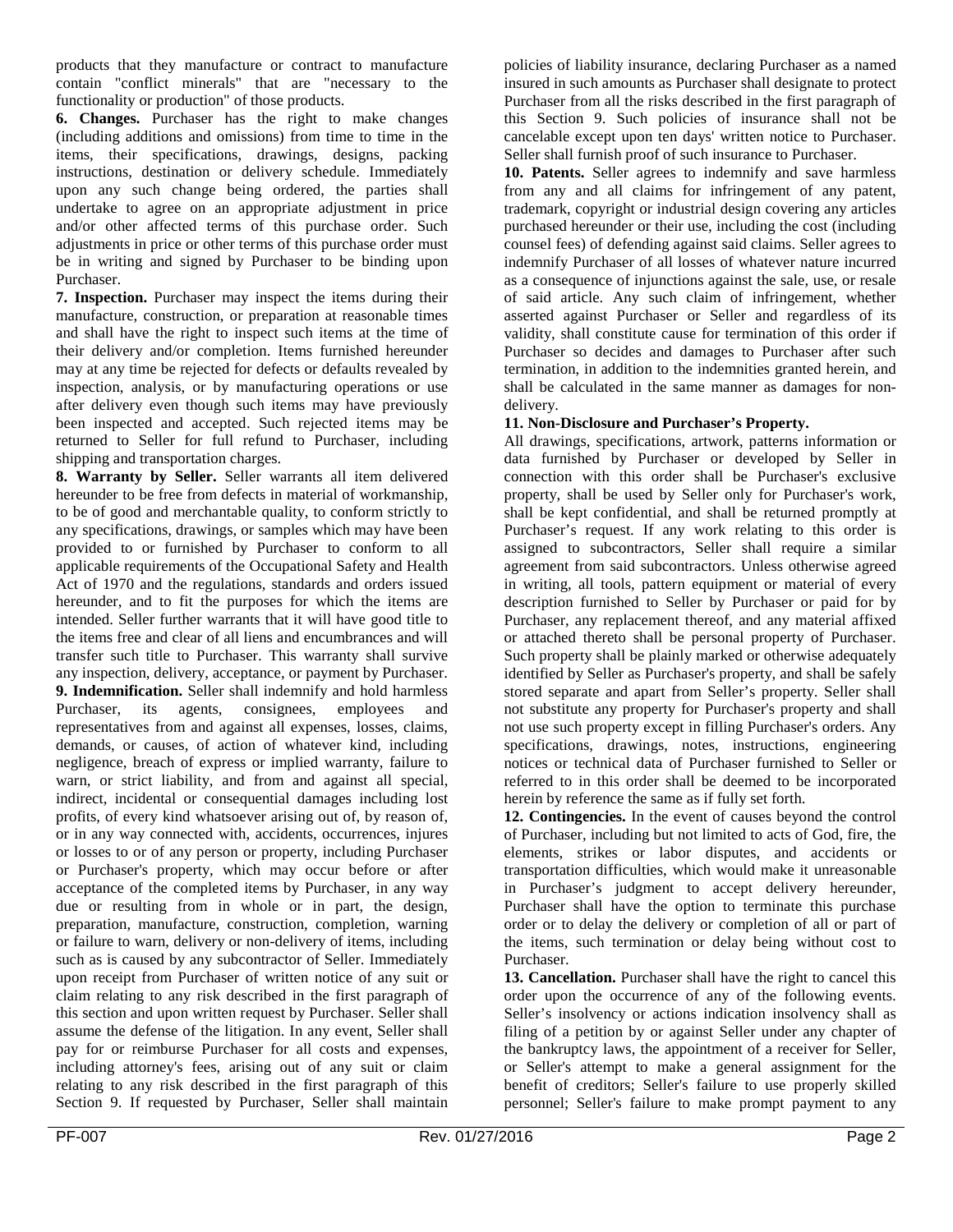products that they manufacture or contract to manufacture contain "conflict minerals" that are "necessary to the functionality or production" of those products.

**6. Changes.** Purchaser has the right to make changes (including additions and omissions) from time to time in the items, their specifications, drawings, designs, packing instructions, destination or delivery schedule. Immediately upon any such change being ordered, the parties shall undertake to agree on an appropriate adjustment in price and/or other affected terms of this purchase order. Such adjustments in price or other terms of this purchase order must be in writing and signed by Purchaser to be binding upon Purchaser.

**7. Inspection.** Purchaser may inspect the items during their manufacture, construction, or preparation at reasonable times and shall have the right to inspect such items at the time of their delivery and/or completion. Items furnished hereunder may at any time be rejected for defects or defaults revealed by inspection, analysis, or by manufacturing operations or use after delivery even though such items may have previously been inspected and accepted. Such rejected items may be returned to Seller for full refund to Purchaser, including shipping and transportation charges.

**8. Warranty by Seller.** Seller warrants all item delivered hereunder to be free from defects in material of workmanship, to be of good and merchantable quality, to conform strictly to any specifications, drawings, or samples which may have been provided to or furnished by Purchaser to conform to all applicable requirements of the Occupational Safety and Health Act of 1970 and the regulations, standards and orders issued hereunder, and to fit the purposes for which the items are intended. Seller further warrants that it will have good title to the items free and clear of all liens and encumbrances and will transfer such title to Purchaser. This warranty shall survive any inspection, delivery, acceptance, or payment by Purchaser.

**9. Indemnification.** Seller shall indemnify and hold harmless Purchaser, its agents, consignees, employees and representatives from and against all expenses, losses, claims, demands, or causes, of action of whatever kind, including negligence, breach of express or implied warranty, failure to warn, or strict liability, and from and against all special, indirect, incidental or consequential damages including lost profits, of every kind whatsoever arising out of, by reason of, or in any way connected with, accidents, occurrences, injures or losses to or of any person or property, including Purchaser or Purchaser's property, which may occur before or after acceptance of the completed items by Purchaser, in any way due or resulting from in whole or in part, the design, preparation, manufacture, construction, completion, warning or failure to warn, delivery or non-delivery of items, including such as is caused by any subcontractor of Seller. Immediately upon receipt from Purchaser of written notice of any suit or claim relating to any risk described in the first paragraph of this section and upon written request by Purchaser. Seller shall assume the defense of the litigation. In any event, Seller shall pay for or reimburse Purchaser for all costs and expenses, including attorney's fees, arising out of any suit or claim relating to any risk described in the first paragraph of this Section 9. If requested by Purchaser, Seller shall maintain policies of liability insurance, declaring Purchaser as a named insured in such amounts as Purchaser shall designate to protect Purchaser from all the risks described in the first paragraph of this Section 9. Such policies of insurance shall not be cancelable except upon ten days' written notice to Purchaser. Seller shall furnish proof of such insurance to Purchaser.

**10. Patents.** Seller agrees to indemnify and save harmless from any and all claims for infringement of any patent, trademark, copyright or industrial design covering any articles purchased hereunder or their use, including the cost (including counsel fees) of defending against said claims. Seller agrees to indemnify Purchaser of all losses of whatever nature incurred as a consequence of injunctions against the sale, use, or resale of said article. Any such claim of infringement, whether asserted against Purchaser or Seller and regardless of its validity, shall constitute cause for termination of this order if Purchaser so decides and damages to Purchaser after such termination, in addition to the indemnities granted herein, and shall be calculated in the same manner as damages for non-delivery.

**11. Non-Disclosure and Purchaser's Property.**

All drawings, specifications, artwork, patterns information or data furnished by Purchaser or developed by Seller in connection with this order shall be Purchaser's exclusive property, shall be used by Seller only for Purchaser's work, shall be kept confidential, and shall be returned promptly at Purchaser's request. If any work relating to this order is assigned to subcontractors, Seller shall require a similar agreement from said subcontractors. Unless otherwise agreed in writing, all tools, pattern equipment or material of every description furnished to Seller by Purchaser or paid for by Purchaser, any replacement thereof, and any material affixed or attached thereto shall be personal property of Purchaser. Such property shall be plainly marked or otherwise adequately identified by Seller as Purchaser's property, and shall be safely stored separate and apart from Seller's property. Seller shall not substitute any property for Purchaser's property and shall not use such property except in filling Purchaser's orders. Any specifications, drawings, notes, instructions, engineering notices or technical data of Purchaser furnished to Seller or referred to in this order shall be deemed to be incorporated herein by reference the same as if fully set forth.

**12. Contingencies.** In the event of causes beyond the control of Purchaser, including but not limited to acts of God, fire, the elements, strikes or labor disputes, and accidents or transportation difficulties, which would make it unreasonable in Purchaser's judgment to accept delivery hereunder, Purchaser shall have the option to terminate this purchase order or to delay the delivery or completion of all or part of the items, such termination or delay being without cost to Purchaser.

**13. Cancellation.** Purchaser shall have the right to cancel this order upon the occurrence of any of the following events. Seller's insolvency or actions indication insolvency shall as filing of a petition by or against Seller under any chapter of the bankruptcy laws, the appointment of a receiver for Seller, or Seller's attempt to make a general assignment for the benefit of creditors; Seller's failure to use properly skilled personnel; Seller's failure to make prompt payment to any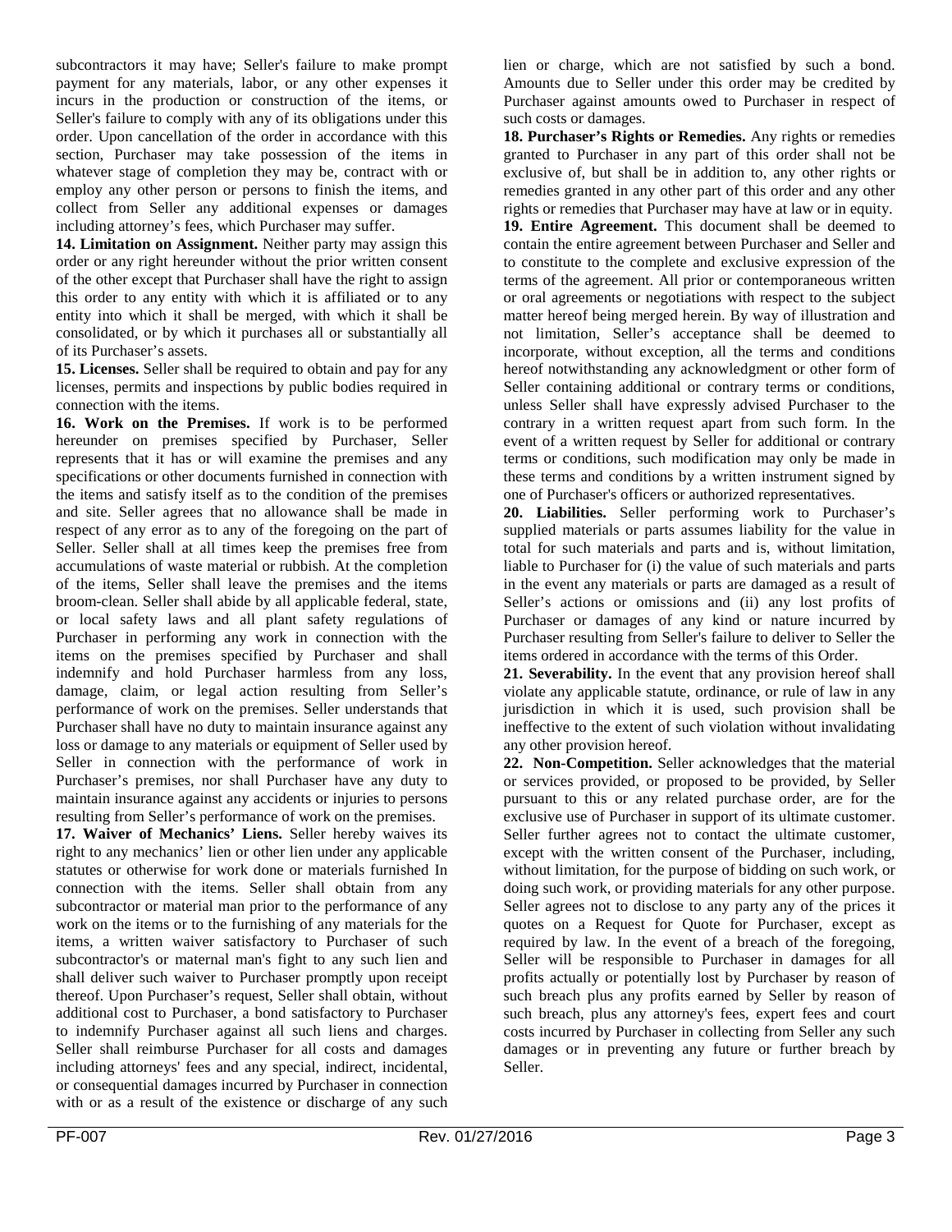subcontractors it may have; Seller's failure to make prompt payment for any materials, labor, or any other expenses it incurs in the production or construction of the items, or Seller's failure to comply with any of its obligations under this order. Upon cancellation of the order in accordance with this section, Purchaser may take possession of the items in whatever stage of completion they may be, contract with or employ any other person or persons to finish the items, and collect from Seller any additional expenses or damages including attorney's fees, which Purchaser may suffer.

**14. Limitation on Assignment.** Neither party may assign this order or any right hereunder without the prior written consent of the other except that Purchaser shall have the right to assign this order to any entity with which it is affiliated or to any entity into which it shall be merged, with which it shall be consolidated, or by which it purchases all or substantially all of its Purchaser's assets.

**15. Licenses.** Seller shall be required to obtain and pay for any licenses, permits and inspections by public bodies required in connection with the items.

**16. Work on the Premises.** If work is to be performed hereunder on premises specified by Purchaser, Seller represents that it has or will examine the premises and any specifications or other documents furnished in connection with the items and satisfy itself as to the condition of the premises and site. Seller agrees that no allowance shall be made in respect of any error as to any of the foregoing on the part of Seller. Seller shall at all times keep the premises free from accumulations of waste material or rubbish. At the completion of the items, Seller shall leave the premises and the items broom-clean. Seller shall abide by all applicable federal, state, or local safety laws and all plant safety regulations of Purchaser in performing any work in connection with the items on the premises specified by Purchaser and shall indemnify and hold Purchaser harmless from any loss, damage, claim, or legal action resulting from Seller's performance of work on the premises. Seller understands that Purchaser shall have no duty to maintain insurance against any loss or damage to any materials or equipment of Seller used by Seller in connection with the performance of work in Purchaser's premises, nor shall Purchaser have any duty to maintain insurance against any accidents or injuries to persons resulting from Seller's performance of work on the premises.

**17. Waiver of Mechanics' Liens.** Seller hereby waives its right to any mechanics' lien or other lien under any applicable statutes or otherwise for work done or materials furnished In connection with the items. Seller shall obtain from any subcontractor or material man prior to the performance of any work on the items or to the furnishing of any materials for the items, a written waiver satisfactory to Purchaser of such subcontractor's or maternal man's fight to any such lien and shall deliver such waiver to Purchaser promptly upon receipt thereof. Upon Purchaser's request, Seller shall obtain, without additional cost to Purchaser, a bond satisfactory to Purchaser to indemnify Purchaser against all such liens and charges. Seller shall reimburse Purchaser for all costs and damages including attorneys' fees and any special, indirect, incidental, or consequential damages incurred by Purchaser in connection with or as a result of the existence or discharge of any such lien or charge, which are not satisfied by such a bond. Amounts due to Seller under this order may be credited by Purchaser against amounts owed to Purchaser in respect of such costs or damages.

**18. Purchaser's Rights or Remedies.** Any rights or remedies granted to Purchaser in any part of this order shall not be exclusive of, but shall be in addition to, any other rights or remedies granted in any other part of this order and any other rights or remedies that Purchaser may have at law or in equity.

**19. Entire Agreement.** This document shall be deemed to contain the entire agreement between Purchaser and Seller and to constitute to the complete and exclusive expression of the terms of the agreement. All prior or contemporaneous written or oral agreements or negotiations with respect to the subject matter hereof being merged herein. By way of illustration and not limitation, Seller's acceptance shall be deemed to incorporate, without exception, all the terms and conditions hereof notwithstanding any acknowledgment or other form of Seller containing additional or contrary terms or conditions, unless Seller shall have expressly advised Purchaser to the contrary in a written request apart from such form. In the event of a written request by Seller for additional or contrary terms or conditions, such modification may only be made in these terms and conditions by a written instrument signed by one of Purchaser's officers or authorized representatives.

**20. Liabilities.** Seller performing work to Purchaser's supplied materials or parts assumes liability for the value in total for such materials and parts and is, without limitation, liable to Purchaser for (i) the value of such materials and parts in the event any materials or parts are damaged as a result of Seller's actions or omissions and (ii) any lost profits of Purchaser or damages of any kind or nature incurred by Purchaser resulting from Seller's failure to deliver to Seller the items ordered in accordance with the terms of this Order.

**21. Severability.** In the event that any provision hereof shall violate any applicable statute, ordinance, or rule of law in any jurisdiction in which it is used, such provision shall be ineffective to the extent of such violation without invalidating any other provision hereof.

**22. Non-Competition.** Seller acknowledges that the material or services provided, or proposed to be provided, by Seller pursuant to this or any related purchase order, are for the exclusive use of Purchaser in support of its ultimate customer. Seller further agrees not to contact the ultimate customer, except with the written consent of the Purchaser, including, without limitation, for the purpose of bidding on such work, or doing such work, or providing materials for any other purpose. Seller agrees not to disclose to any party any of the prices it quotes on a Request for Quote for Purchaser, except as required by law. In the event of a breach of the foregoing, Seller will be responsible to Purchaser in damages for all profits actually or potentially lost by Purchaser by reason of such breach plus any profits earned by Seller by reason of such breach, plus any attorney's fees, expert fees and court costs incurred by Purchaser in collecting from Seller any such damages or in preventing any future or further breach by Seller.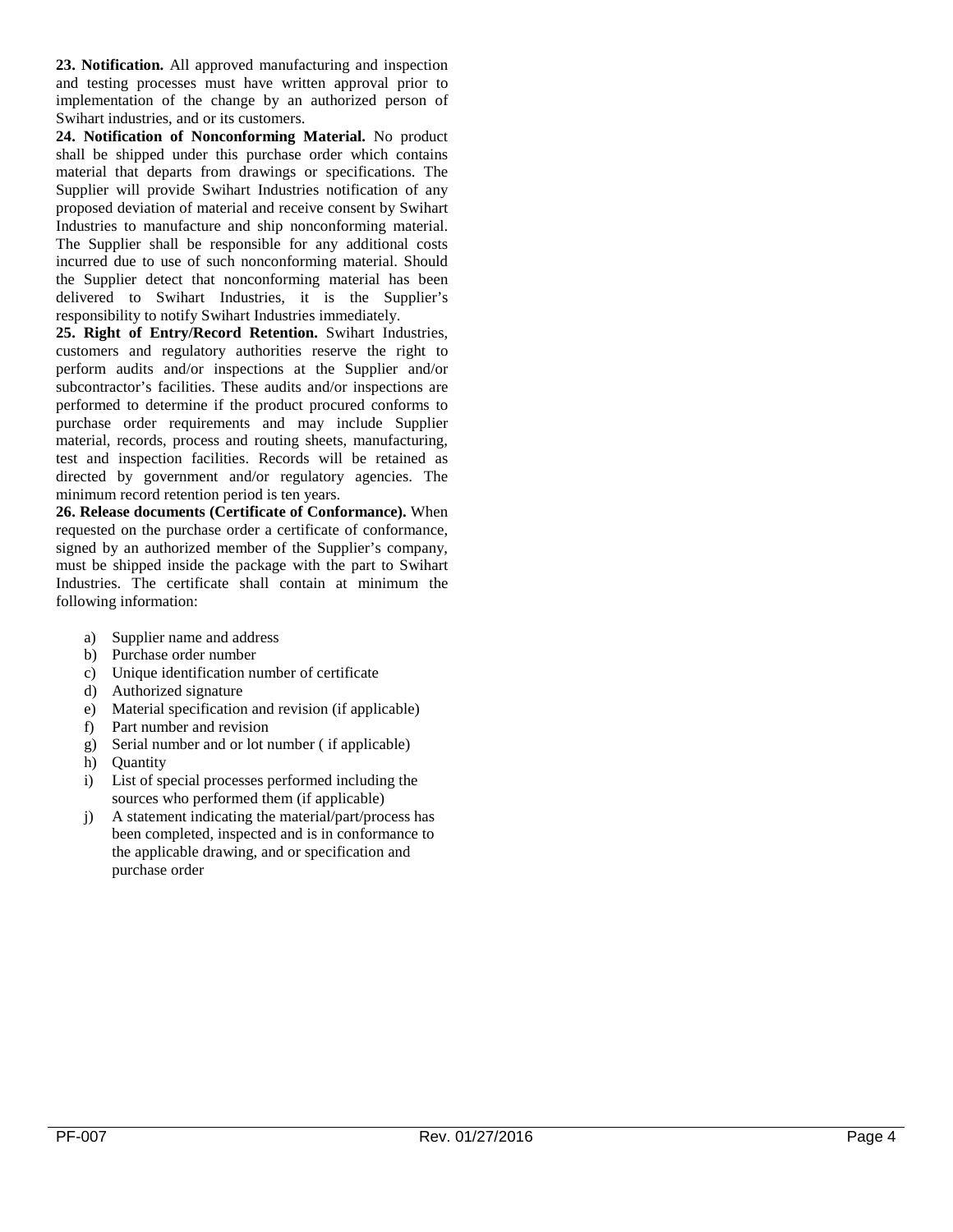**23. Notification.** All approved manufacturing and inspection and testing processes must have written approval prior to implementation of the change by an authorized person of Swihart industries, and or its customers.

**24. Notification of Nonconforming Material.** No product shall be shipped under this purchase order which contains material that departs from drawings or specifications. The Supplier will provide Swihart Industries notification of any proposed deviation of material and receive consent by Swihart Industries to manufacture and ship nonconforming material. The Supplier shall be responsible for any additional costs incurred due to use of such nonconforming material. Should the Supplier detect that nonconforming material has been delivered to Swihart Industries, it is the Supplier's responsibility to notify Swihart Industries immediately.

**25. Right of Entry/Record Retention.** Swihart Industries, customers and regulatory authorities reserve the right to perform audits and/or inspections at the Supplier and/or subcontractor's facilities. These audits and/or inspections are performed to determine if the product procured conforms to purchase order requirements and may include Supplier material, records, process and routing sheets, manufacturing, test and inspection facilities. Records will be retained as directed by government and/or regulatory agencies. The minimum record retention period is ten years.

**26. Release documents (Certificate of Conformance).** When requested on the purchase order a certificate of conformance, signed by an authorized member of the Supplier's company, must be shipped inside the package with the part to Swihart Industries. The certificate shall contain at minimum the following information:

a) Supplier name and address
b) Purchase order number
c) Unique identification number of certificate
d) Authorized signature
e) Material specification and revision (if applicable)
f) Part number and revision
g) Serial number and or lot number ( if applicable)
h) Quantity
i) List of special processes performed including the sources who performed them (if applicable)
j) A statement indicating the material/part/process has been completed, inspected and is in conformance to the applicable drawing, and or specification and purchase order